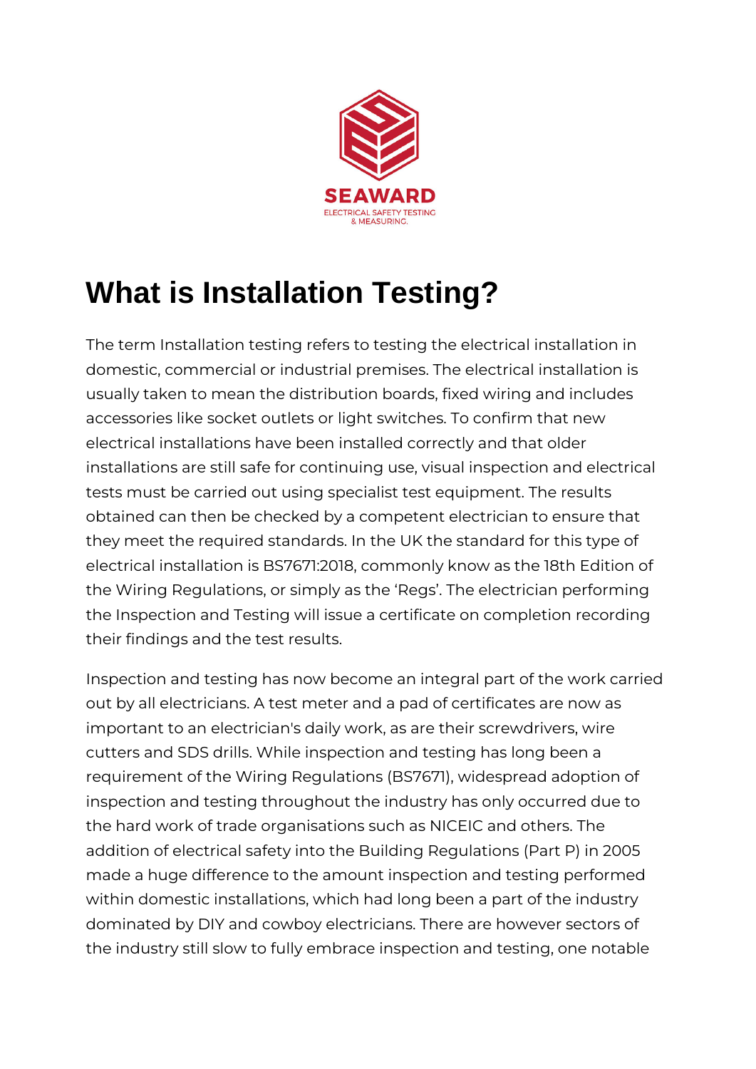SEAWARD

ELECTRICAL SAFETY TESTING & MEASURING.

# What is Installation Testing?

The term Installation testing refers to testing the electrical installation in domestic, commercial or industrial premises. The electrical installation is usually taken to mean the distribution boards, fixed wiring and includes accessories like socket outlets or light switches. To confirm that new electrical installations have been installed correctly and that older installations are still safe for continuing use, visual inspection and electrical tests must be carried out using specialist test equipment. The results obtained can then be checked by a competent electrician to ensure that they meet the required standards. In the UK the standard for this type of electrical installation is BS7671:2018, commonly know as the 18th Edition of the Wiring Regulations, or simply as the 'Regs'. The electrician performing the Inspection and Testing will issue a certificate on completion recording their findings and the test results.

Inspection and testing has now become an integral part of the work carried out by all electricians. A test meter and a pad of certificates are now as important to an electrician's daily work, as are their screwdrivers, wire cutters and SDS drills. While inspection and testing has long been a requirement of the Wiring Regulations (BS7671), widespread adoption of inspection and testing throughout the industry has only occurred due to the hard work of trade organisations such as NICEIC and others. The addition of electrical safety into the Building Regulations (Part P) in 2005 made a huge difference to the amount inspection and testing performed within domestic installations, which had long been a part of the industry dominated by DIY and cowboy electricians. There are however sectors of the industry still slow to fully embrace inspection and testing, one notable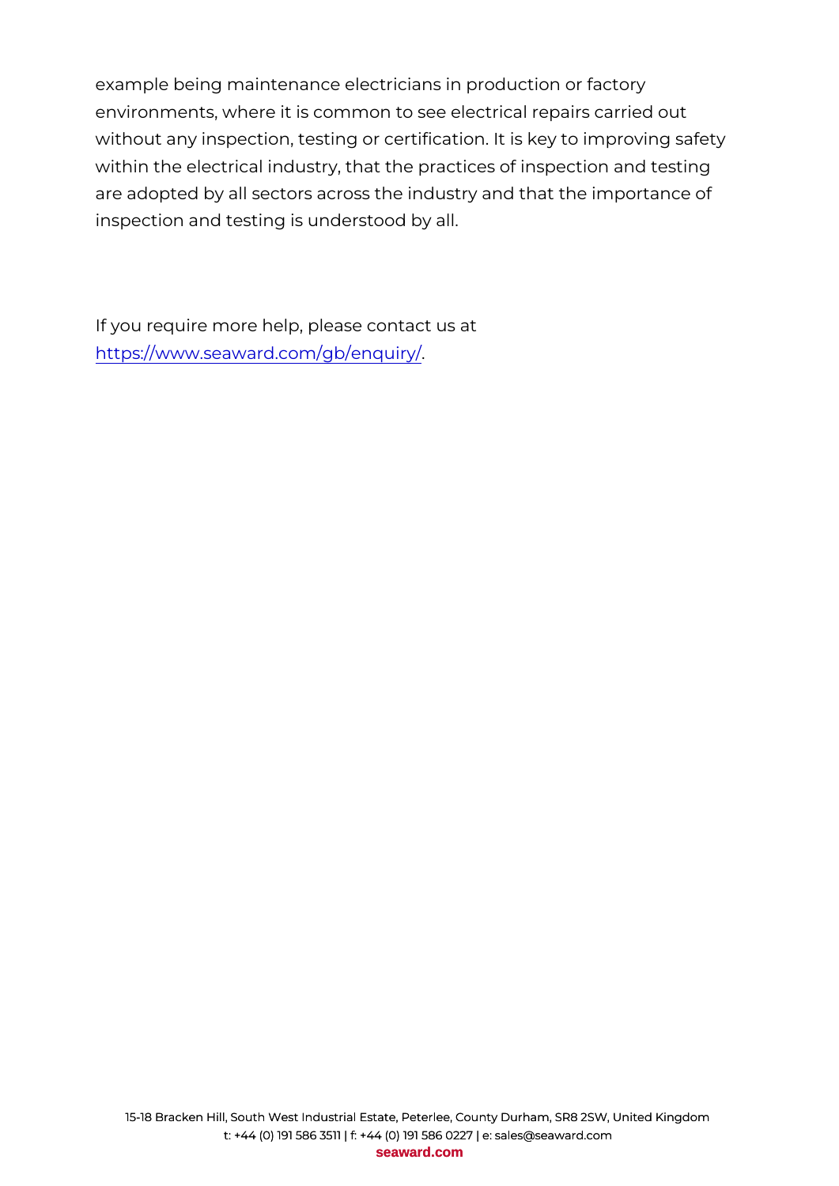example being maintenance electricians in production or factory environments, where it is common to see electrical repairs carried out without any inspection, testing or certification. It is key to improving safety within the electrical industry, that the practices of inspection and testing are adopted by all sectors across the industry and that the importance of inspection and testing is understood by all.

If you require more help, please contact us at [https://www.seaward.com/gb/enquiry/](https://www.seaward.com/gb/enquiry/).